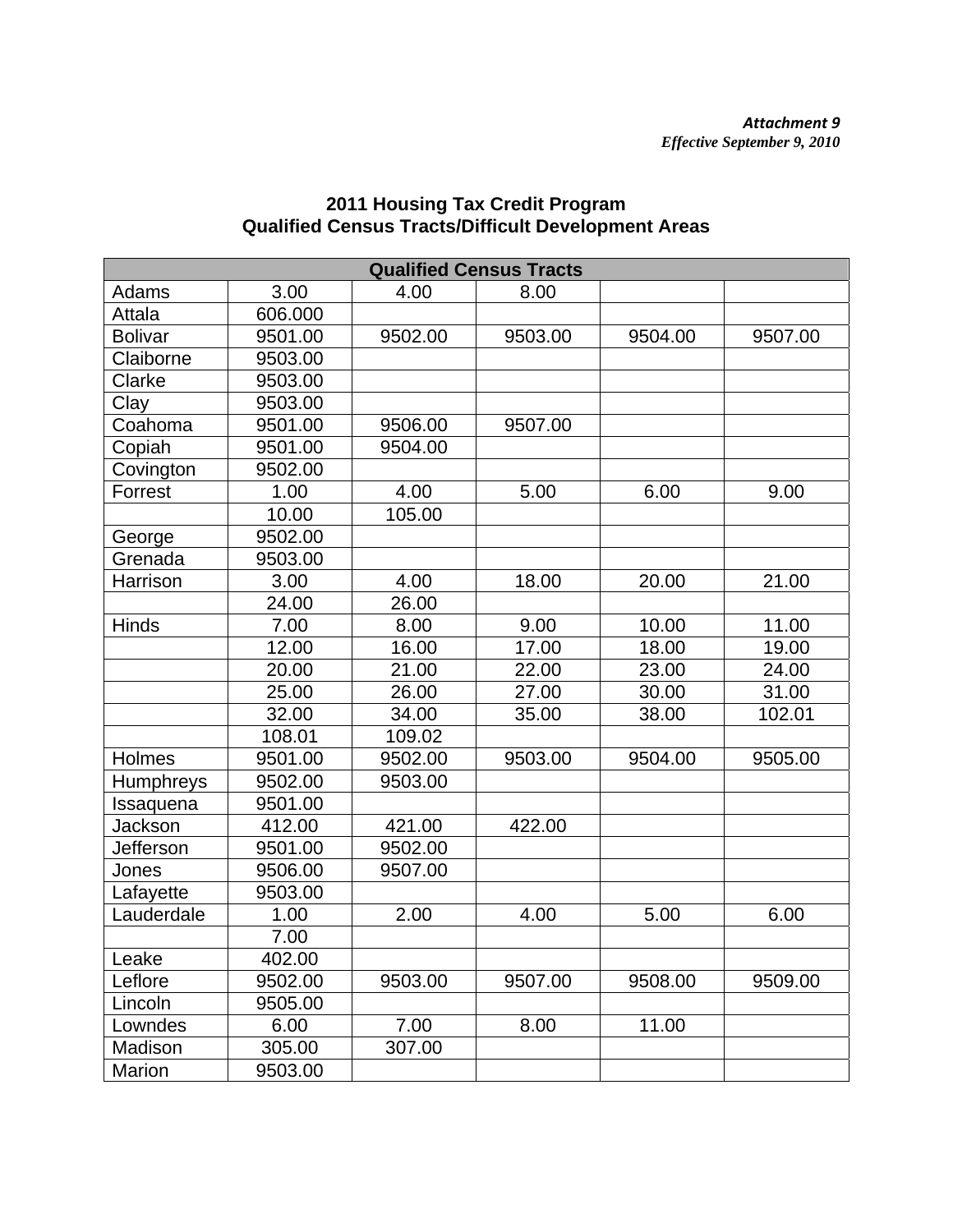*Attachment 9*
*Effective September 9, 2010*

## 2011 Housing Tax Credit Program
## Qualified Census Tracts/Difficult Development Areas

| Qualified Census Tracts | | | | | |
|---|---|---|---|---|---|
| Adams | 3.00 | 4.00 | 8.00 | | |
| Attala | 606.000 | | | | |
| Bolivar | 9501.00 | 9502.00 | 9503.00 | 9504.00 | 9507.00 |
| Claiborne | 9503.00 | | | | |
| Clarke | 9503.00 | | | | |
| Clay | 9503.00 | | | | |
| Coahoma | 9501.00 | 9506.00 | 9507.00 | | |
| Copiah | 9501.00 | 9504.00 | | | |
| Covington | 9502.00 | | | | |
| Forrest | 1.00 | 4.00 | 5.00 | 6.00 | 9.00 |
| | 10.00 | 105.00 | | | |
| George | 9502.00 | | | | |
| Grenada | 9503.00 | | | | |
| Harrison | 3.00 | 4.00 | 18.00 | 20.00 | 21.00 |
| | 24.00 | 26.00 | | | |
| Hinds | 7.00 | 8.00 | 9.00 | 10.00 | 11.00 |
| | 12.00 | 16.00 | 17.00 | 18.00 | 19.00 |
| | 20.00 | 21.00 | 22.00 | 23.00 | 24.00 |
| | 25.00 | 26.00 | 27.00 | 30.00 | 31.00 |
| | 32.00 | 34.00 | 35.00 | 38.00 | 102.01 |
| | 108.01 | 109.02 | | | |
| Holmes | 9501.00 | 9502.00 | 9503.00 | 9504.00 | 9505.00 |
| Humphreys | 9502.00 | 9503.00 | | | |
| Issaquena | 9501.00 | | | | |
| Jackson | 412.00 | 421.00 | 422.00 | | |
| Jefferson | 9501.00 | 9502.00 | | | |
| Jones | 9506.00 | 9507.00 | | | |
| Lafayette | 9503.00 | | | | |
| Lauderdale | 1.00 | 2.00 | 4.00 | 5.00 | 6.00 |
| | 7.00 | | | | |
| Leake | 402.00 | | | | |
| Leflore | 9502.00 | 9503.00 | 9507.00 | 9508.00 | 9509.00 |
| Lincoln | 9505.00 | | | | |
| Lowndes | 6.00 | 7.00 | 8.00 | 11.00 | |
| Madison | 305.00 | 307.00 | | | |
| Marion | 9503.00 | | | | |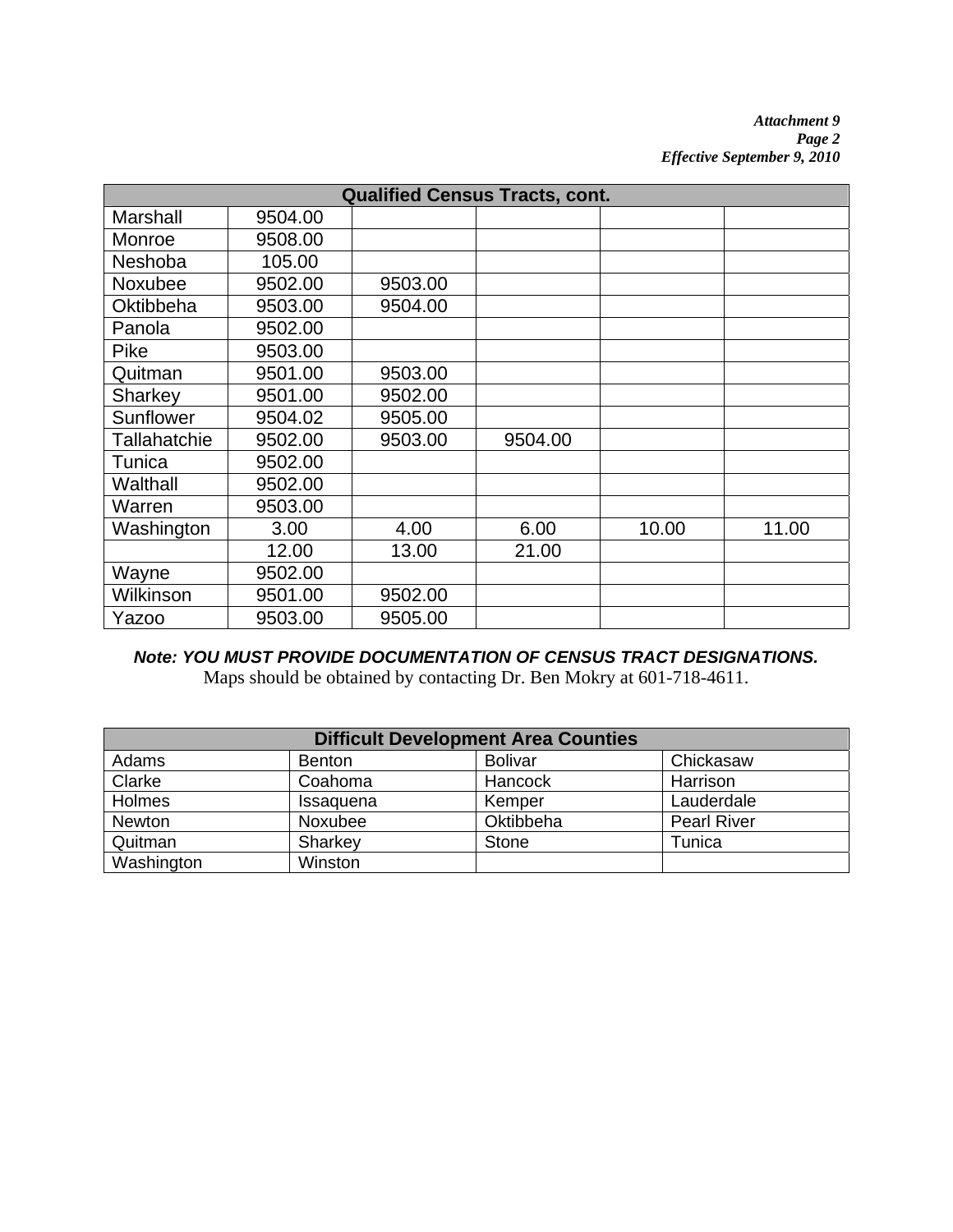*Attachment 9*
*Page 2*
*Effective September 9, 2010*

| Qualified Census Tracts, cont. | | | | | |
|---|---|---|---|---|---|
| Marshall | 9504.00 | | | | |
| Monroe | 9508.00 | | | | |
| Neshoba | 105.00 | | | | |
| Noxubee | 9502.00 | 9503.00 | | | |
| Oktibbeha | 9503.00 | 9504.00 | | | |
| Panola | 9502.00 | | | | |
| Pike | 9503.00 | | | | |
| Quitman | 9501.00 | 9503.00 | | | |
| Sharkey | 9501.00 | 9502.00 | | | |
| Sunflower | 9504.02 | 9505.00 | | | |
| Tallahatchie | 9502.00 | 9503.00 | 9504.00 | | |
| Tunica | 9502.00 | | | | |
| Walthall | 9502.00 | | | | |
| Warren | 9503.00 | | | | |
| Washington | 3.00 | 4.00 | 6.00 | 10.00 | 11.00 |
| | 12.00 | 13.00 | 21.00 | | |
| Wayne | 9502.00 | | | | |
| Wilkinson | 9501.00 | 9502.00 | | | |
| Yazoo | 9503.00 | 9505.00 | | | |

***Note: YOU MUST PROVIDE DOCUMENTATION OF CENSUS TRACT DESIGNATIONS.***
Maps should be obtained by contacting Dr. Ben Mokry at 601-718-4611.

| Difficult Development Area Counties | | | |
|---|---|---|---|
| Adams | Benton | Bolivar | Chickasaw |
| Clarke | Coahoma | Hancock | Harrison |
| Holmes | Issaquena | Kemper | Lauderdale |
| Newton | Noxubee | Oktibbeha | Pearl River |
| Quitman | Sharkey | Stone | Tunica |
| Washington | Winston | | |